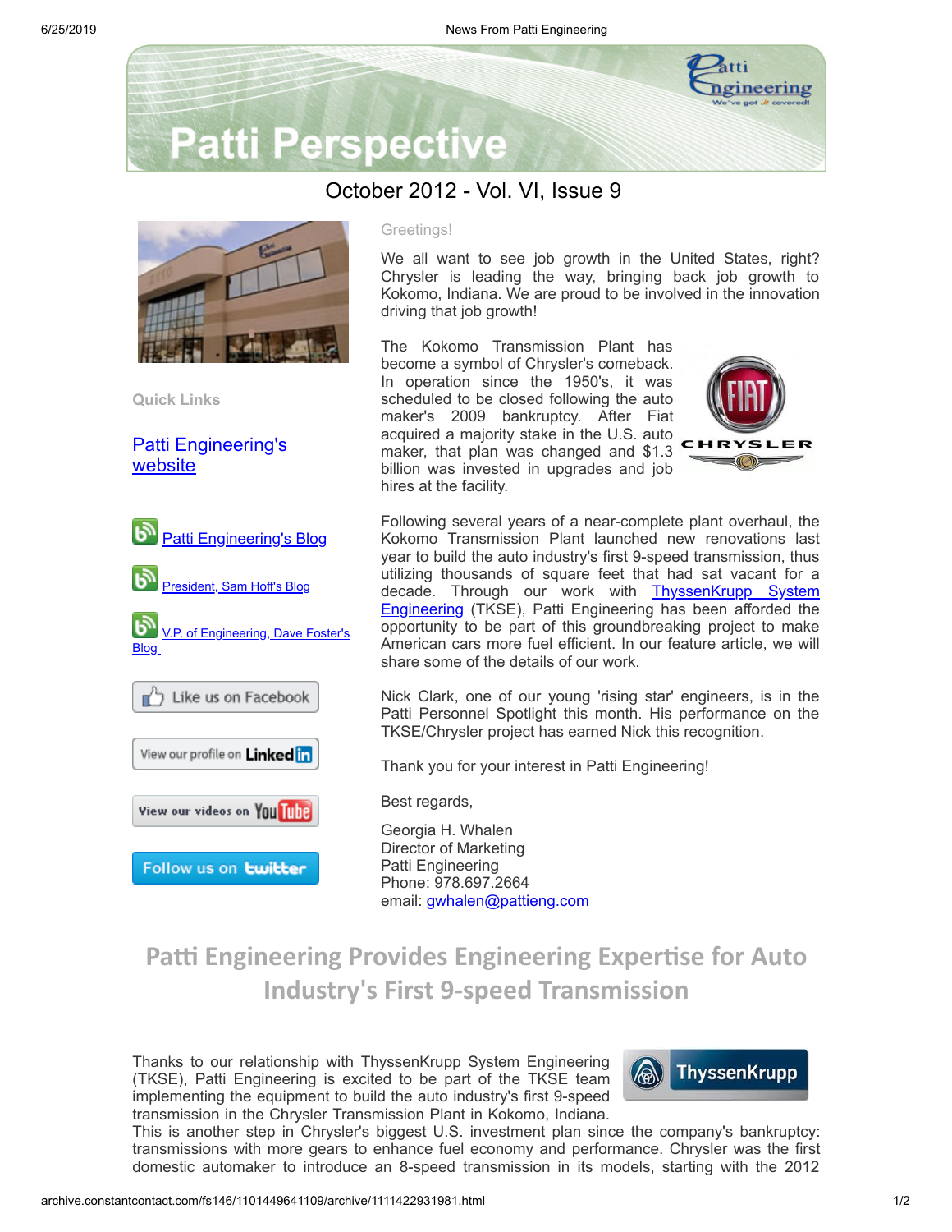# Patti Perspective

## October 2012 - Vol. VI, Issue 9

**Quick Links**

[Patti Engineering's website]()

[Patti Engineering's Blog]()

[President, Sam Hoff's Blog]()

[V.P. of Engineering, Dave Foster's Blog]()

Like us on Facebook

View our profile on LinkedIn

View our videos on YouTube

Follow us on twitter

Greetings!

We all want to see job growth in the United States, right? Chrysler is leading the way, bringing back job growth to Kokomo, Indiana. We are proud to be involved in the innovation driving that job growth!

The Kokomo Transmission Plant has become a symbol of Chrysler's comeback. In operation since the 1950's, it was scheduled to be closed following the auto maker's 2009 bankruptcy. After Fiat acquired a majority stake in the U.S. auto maker, that plan was changed and $1.3 billion was invested in upgrades and job hires at the facility.

Following several years of a near-complete plant overhaul, the Kokomo Transmission Plant launched new renovations last year to build the auto industry's first 9-speed transmission, thus utilizing thousands of square feet that had sat vacant for a decade. Through our work with [ThyssenKrupp System Engineering]() (TKSE), Patti Engineering has been afforded the opportunity to be part of this groundbreaking project to make American cars more fuel efficient. In our feature article, we will share some of the details of our work.

Nick Clark, one of our young 'rising star' engineers, is in the Patti Personnel Spotlight this month. His performance on the TKSE/Chrysler project has earned Nick this recognition.

Thank you for your interest in Patti Engineering!

Best regards,

Georgia H. Whalen
Director of Marketing
Patti Engineering
Phone: 978.697.2664
email: [gwhalen@pattieng.com]()

## Patti Engineering Provides Engineering Expertise for Auto Industry's First 9-speed Transmission

Thanks to our relationship with ThyssenKrupp System Engineering (TKSE), Patti Engineering is excited to be part of the TKSE team implementing the equipment to build the auto industry's first 9-speed transmission in the Chrysler Transmission Plant in Kokomo, Indiana. This is another step in Chrysler's biggest U.S. investment plan since the company's bankruptcy: transmissions with more gears to enhance fuel economy and performance. Chrysler was the first domestic automaker to introduce an 8-speed transmission in its models, starting with the 2012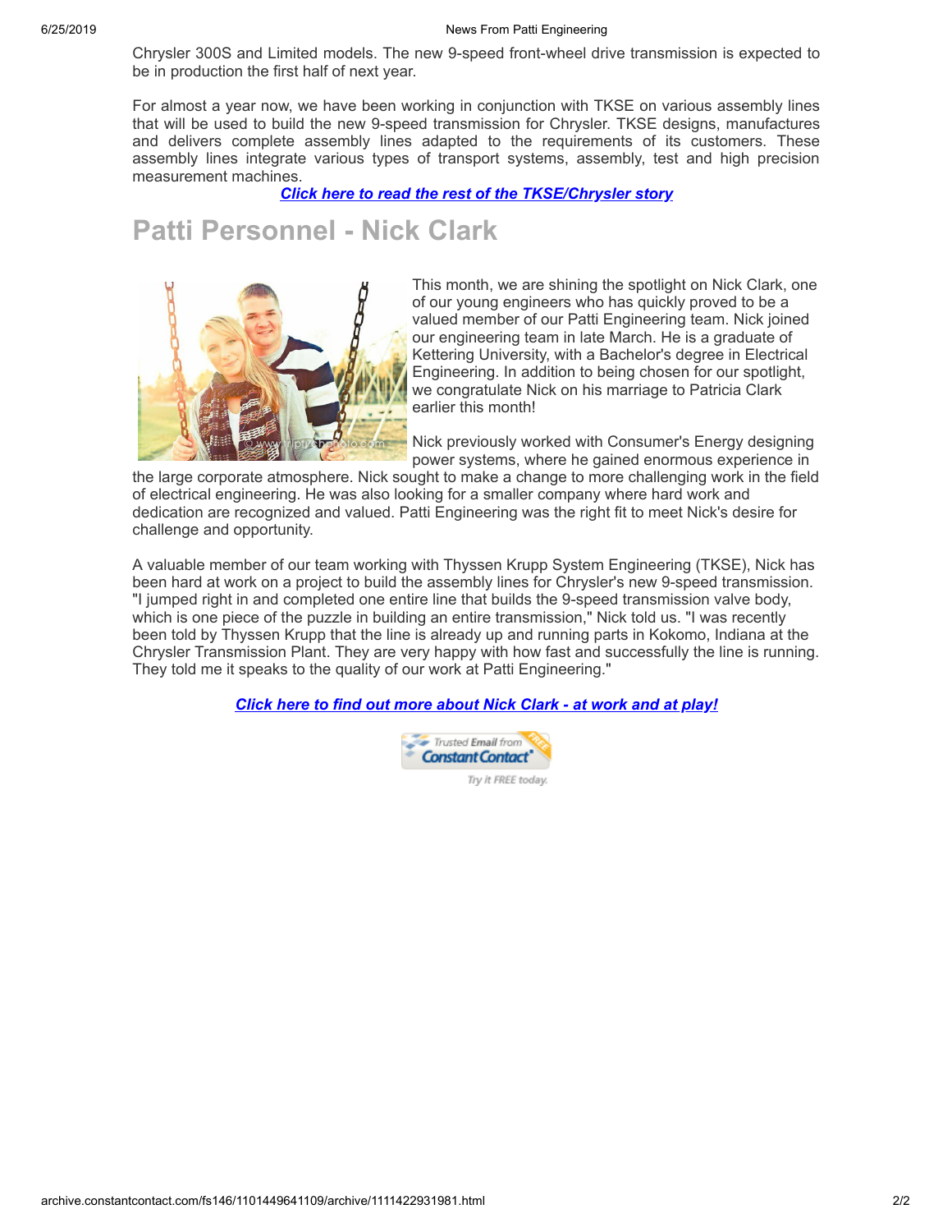Chrysler 300S and Limited models. The new 9-speed front-wheel drive transmission is expected to be in production the first half of next year.

For almost a year now, we have been working in conjunction with TKSE on various assembly lines that will be used to build the new 9-speed transmission for Chrysler. TKSE designs, manufactures and delivers complete assembly lines adapted to the requirements of its customers. These assembly lines integrate various types of transport systems, assembly, test and high precision measurement machines.

***Click here to read the rest of the TKSE/Chrysler story***

# Patti Personnel - Nick Clark

This month, we are shining the spotlight on Nick Clark, one of our young engineers who has quickly proved to be a valued member of our Patti Engineering team. Nick joined our engineering team in late March. He is a graduate of Kettering University, with a Bachelor's degree in Electrical Engineering. In addition to being chosen for our spotlight, we congratulate Nick on his marriage to Patricia Clark earlier this month!

Nick previously worked with Consumer's Energy designing power systems, where he gained enormous experience in the large corporate atmosphere. Nick sought to make a change to more challenging work in the field of electrical engineering. He was also looking for a smaller company where hard work and dedication are recognized and valued. Patti Engineering was the right fit to meet Nick's desire for challenge and opportunity.

A valuable member of our team working with Thyssen Krupp System Engineering (TKSE), Nick has been hard at work on a project to build the assembly lines for Chrysler's new 9-speed transmission. "I jumped right in and completed one entire line that builds the 9-speed transmission valve body, which is one piece of the puzzle in building an entire transmission," Nick told us. "I was recently been told by Thyssen Krupp that the line is already up and running parts in Kokomo, Indiana at the Chrysler Transmission Plant. They are very happy with how fast and successfully the line is running. They told me it speaks to the quality of our work at Patti Engineering."

***Click here to find out more about Nick Clark - at work and at play!***